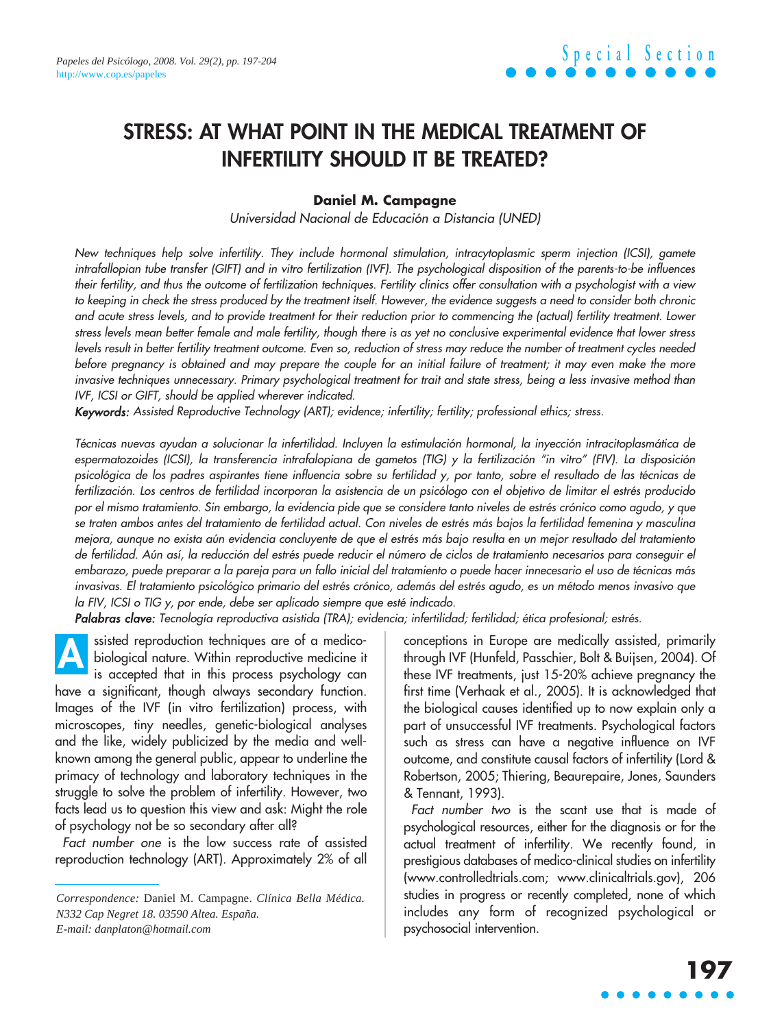# STRESS: AT WHAT POINT IN THE MEDICAL TREATMENT OF INFERTILITY SHOULD IT BE TREATED?

**Daniel M. Campagne**

*Universidad Nacional de Educación a Distancia (UNED)*

*New techniques help solve infertility. They include hormonal stimulation, intracytoplasmic sperm injection (ICSI), gamete intrafallopian tube transfer (GIFT) and in vitro fertilization (IVF). The psychological disposition of the parents-to-be influences their fertility, and thus the outcome of fertilization techniques. Fertility clinics offer consultation with a psychologist with a view to keeping in check the stress produced by the treatment itself. However, the evidence suggests a need to consider both chronic and acute stress levels, and to provide treatment for their reduction prior to commencing the (actual) fertility treatment. Lower stress levels mean better female and male fertility, though there is as yet no conclusive experimental evidence that lower stress levels result in better fertility treatment outcome. Even so, reduction of stress may reduce the number of treatment cycles needed before pregnancy is obtained and may prepare the couple for an initial failure of treatment; it may even make the more invasive techniques unnecessary. Primary psychological treatment for trait and state stress, being a less invasive method than IVF, ICSI or GIFT, should be applied wherever indicated.*

***Keywords:*** *Assisted Reproductive Technology (ART); evidence; infertility; fertility; professional ethics; stress.*

*Técnicas nuevas ayudan a solucionar la infertilidad. Incluyen la estimulación hormonal, la inyección intracitoplasmática de espermatozoides (ICSI), la transferencia intrafalopiana de gametos (TIG) y la fertilización "in vitro" (FIV). La disposición psicológica de los padres aspirantes tiene influencia sobre su fertilidad y, por tanto, sobre el resultado de las técnicas de fertilización. Los centros de fertilidad incorporan la asistencia de un psicólogo con el objetivo de limitar el estrés producido por el mismo tratamiento. Sin embargo, la evidencia pide que se considere tanto niveles de estrés crónico como agudo, y que se traten ambos antes del tratamiento de fertilidad actual. Con niveles de estrés más bajos la fertilidad femenina y masculina mejora, aunque no exista aún evidencia concluyente de que el estrés más bajo resulta en un mejor resultado del tratamiento de fertilidad. Aún así, la reducción del estrés puede reducir el número de ciclos de tratamiento necesarios para conseguir el embarazo, puede preparar a la pareja para un fallo inicial del tratamiento o puede hacer innecesario el uso de técnicas más invasivas. El tratamiento psicológico primario del estrés crónico, además del estrés agudo, es un método menos invasivo que la FIV, ICSI o TIG y, por ende, debe ser aplicado siempre que esté indicado.*

***Palabras clave:*** *Tecnología reproductiva asistida (TRA); evidencia; infertilidad; fertilidad; ética profesional; estrés.*

Assisted reproduction techniques are of a medico-biological nature. Within reproductive medicine it is accepted that in this process psychology can have a significant, though always secondary function. Images of the IVF (in vitro fertilization) process, with microscopes, tiny needles, genetic-biological analyses and the like, widely publicized by the media and well-known among the general public, appear to underline the primacy of technology and laboratory techniques in the struggle to solve the problem of infertility. However, two facts lead us to question this view and ask: Might the role of psychology not be so secondary after all?

*Fact number one* is the low success rate of assisted reproduction technology (ART). Approximately 2% of all conceptions in Europe are medically assisted, primarily through IVF (Hunfeld, Passchier, Bolt & Buijsen, 2004). Of these IVF treatments, just 15-20% achieve pregnancy the first time (Verhaak et al., 2005). It is acknowledged that the biological causes identified up to now explain only a part of unsuccessful IVF treatments. Psychological factors such as stress can have a negative influence on IVF outcome, and constitute causal factors of infertility (Lord & Robertson, 2005; Thiering, Beaurepaire, Jones, Saunders & Tennant, 1993).

*Fact number two* is the scant use that is made of psychological resources, either for the diagnosis or for the actual treatment of infertility. We recently found, in prestigious databases of medico-clinical studies on infertility (www.controlledtrials.com; www.clinicaltrials.gov), 206 studies in progress or recently completed, none of which includes any form of recognized psychological or psychosocial intervention.

*Correspondence:* Daniel M. Campagne. *Clínica Bella Médica. N332 Cap Negret 18. 03590 Altea. España. E-mail: danplaton@hotmail.com*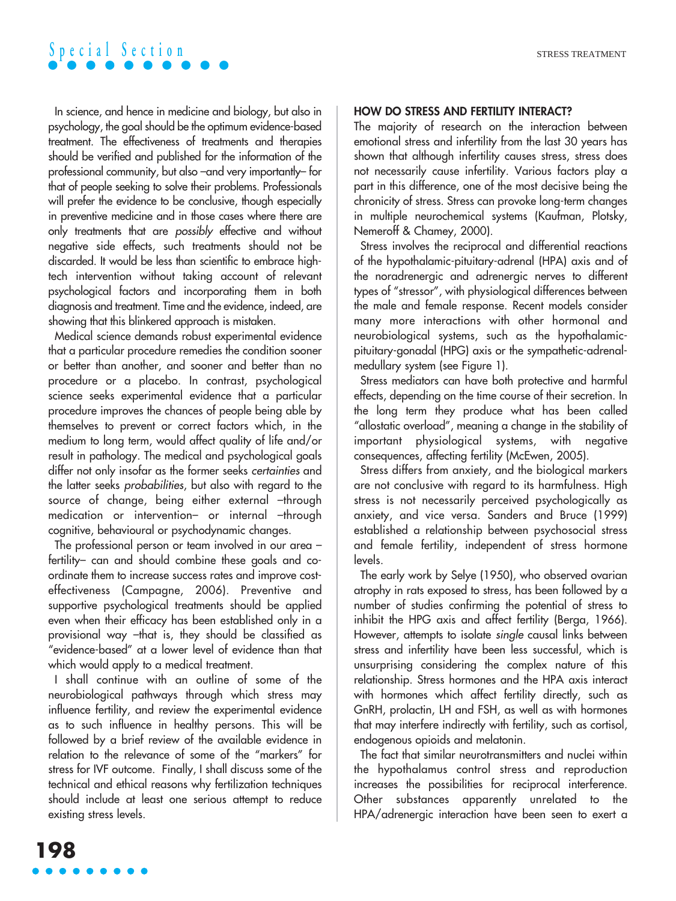In science, and hence in medicine and biology, but also in psychology, the goal should be the optimum evidence-based treatment. The effectiveness of treatments and therapies should be verified and published for the information of the professional community, but also –and very importantly– for that of people seeking to solve their problems. Professionals will prefer the evidence to be conclusive, though especially in preventive medicine and in those cases where there are only treatments that are *possibly* effective and without negative side effects, such treatments should not be discarded. It would be less than scientific to embrace high-tech intervention without taking account of relevant psychological factors and incorporating them in both diagnosis and treatment. Time and the evidence, indeed, are showing that this blinkered approach is mistaken.

Medical science demands robust experimental evidence that a particular procedure remedies the condition sooner or better than another, and sooner and better than no procedure or a placebo. In contrast, psychological science seeks experimental evidence that a particular procedure improves the chances of people being able by themselves to prevent or correct factors which, in the medium to long term, would affect quality of life and/or result in pathology. The medical and psychological goals differ not only insofar as the former seeks *certainties* and the latter seeks *probabilities*, but also with regard to the source of change, being either external –through medication or intervention– or internal –through cognitive, behavioural or psychodynamic changes.

The professional person or team involved in our area –fertility– can and should combine these goals and co-ordinate them to increase success rates and improve cost-effectiveness (Campagne, 2006). Preventive and supportive psychological treatments should be applied even when their efficacy has been established only in a provisional way –that is, they should be classified as "evidence-based" at a lower level of evidence than that which would apply to a medical treatment.

I shall continue with an outline of some of the neurobiological pathways through which stress may influence fertility, and review the experimental evidence as to such influence in healthy persons. This will be followed by a brief review of the available evidence in relation to the relevance of some of the "markers" for stress for IVF outcome. Finally, I shall discuss some of the technical and ethical reasons why fertilization techniques should include at least one serious attempt to reduce existing stress levels.

**HOW DO STRESS AND FERTILITY INTERACT?**

The majority of research on the interaction between emotional stress and infertility from the last 30 years has shown that although infertility causes stress, stress does not necessarily cause infertility. Various factors play a part in this difference, one of the most decisive being the chronicity of stress. Stress can provoke long-term changes in multiple neurochemical systems (Kaufman, Plotsky, Nemeroff & Charney, 2000).

Stress involves the reciprocal and differential reactions of the hypothalamic-pituitary-adrenal (HPA) axis and of the noradrenergic and adrenergic nerves to different types of "stressor", with physiological differences between the male and female response. Recent models consider many more interactions with other hormonal and neurobiological systems, such as the hypothalamic-pituitary-gonadal (HPG) axis or the sympathetic-adrenal-medullary system (see Figure 1).

Stress mediators can have both protective and harmful effects, depending on the time course of their secretion. In the long term they produce what has been called "allostatic overload", meaning a change in the stability of important physiological systems, with negative consequences, affecting fertility (McEwen, 2005).

Stress differs from anxiety, and the biological markers are not conclusive with regard to its harmfulness. High stress is not necessarily perceived psychologically as anxiety, and vice versa. Sanders and Bruce (1999) established a relationship between psychosocial stress and female fertility, independent of stress hormone levels.

The early work by Selye (1950), who observed ovarian atrophy in rats exposed to stress, has been followed by a number of studies confirming the potential of stress to inhibit the HPG axis and affect fertility (Berga, 1966). However, attempts to isolate *single* causal links between stress and infertility have been less successful, which is unsurprising considering the complex nature of this relationship. Stress hormones and the HPA axis interact with hormones which affect fertility directly, such as GnRH, prolactin, LH and FSH, as well as with hormones that may interfere indirectly with fertility, such as cortisol, endogenous opioids and melatonin.

The fact that similar neurotransmitters and nuclei within the hypothalamus control stress and reproduction increases the possibilities for reciprocal interference. Other substances apparently unrelated to the HPA/adrenergic interaction have been seen to exert a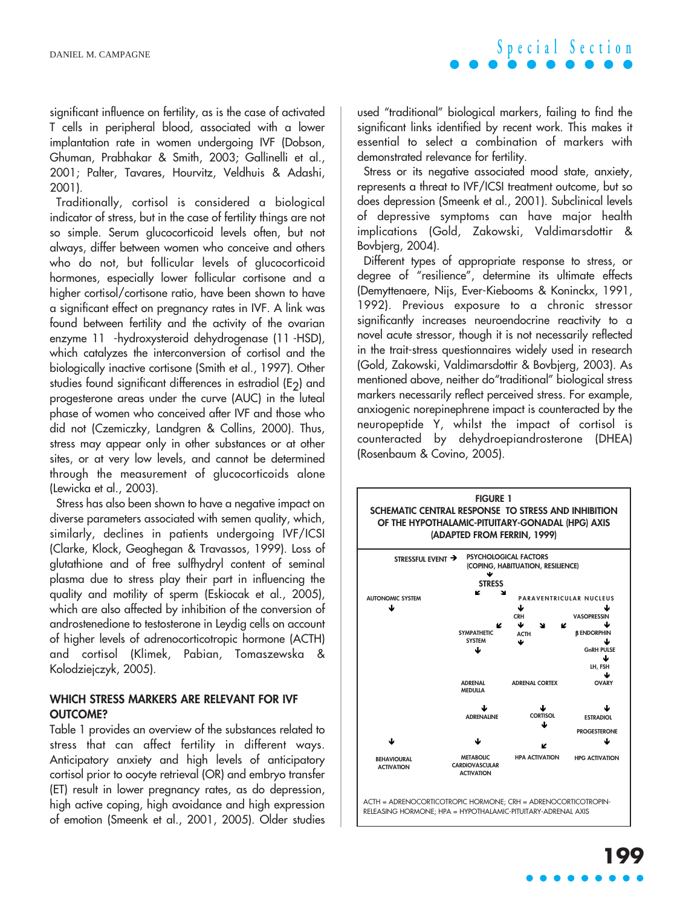significant influence on fertility, as is the case of activated T cells in peripheral blood, associated with a lower implantation rate in women undergoing IVF (Dobson, Ghuman, Prabhakar & Smith, 2003; Gallinelli et al., 2001; Palter, Tavares, Hourvitz, Veldhuis & Adashi, 2001).

Traditionally, cortisol is considered a biological indicator of stress, but in the case of fertility things are not so simple. Serum glucocorticoid levels often, but not always, differ between women who conceive and others who do not, but follicular levels of glucocorticoid hormones, especially lower follicular cortisone and a higher cortisol/cortisone ratio, have been shown to have a significant effect on pregnancy rates in IVF. A link was found between fertility and the activity of the ovarian enzyme 11 -hydroxysteroid dehydrogenase (11 -HSD), which catalyzes the interconversion of cortisol and the biologically inactive cortisone (Smith et al., 1997). Other studies found significant differences in estradiol ($E_2$) and progesterone areas under the curve (AUC) in the luteal phase of women who conceived after IVF and those who did not (Czemiczky, Landgren & Collins, 2000). Thus, stress may appear only in other substances or at other sites, or at very low levels, and cannot be determined through the measurement of glucocorticoids alone (Lewicka et al., 2003).

Stress has also been shown to have a negative impact on diverse parameters associated with semen quality, which, similarly, declines in patients undergoing IVF/ICSI (Clarke, Klock, Geoghegan & Travassos, 1999). Loss of glutathione and of free sulfhydryl content of seminal plasma due to stress play their part in influencing the quality and motility of sperm (Eskiocak et al., 2005), which are also affected by inhibition of the conversion of androstenedione to testosterone in Leydig cells on account of higher levels of adrenocorticotropic hormone (ACTH) and cortisol (Klimek, Pabian, Tomaszewska & Kolodziejczyk, 2005).

## WHICH STRESS MARKERS ARE RELEVANT FOR IVF OUTCOME?

Table 1 provides an overview of the substances related to stress that can affect fertility in different ways. Anticipatory anxiety and high levels of anticipatory cortisol prior to oocyte retrieval (OR) and embryo transfer (ET) result in lower pregnancy rates, as do depression, high active coping, high avoidance and high expression of emotion (Smeenk et al., 2001, 2005). Older studies used "traditional" biological markers, failing to find the significant links identified by recent work. This makes it essential to select a combination of markers with demonstrated relevance for fertility.

Stress or its negative associated mood state, anxiety, represents a threat to IVF/ICSI treatment outcome, but so does depression (Smeenk et al., 2001). Subclinical levels of depressive symptoms can have major health implications (Gold, Zakowski, Valdimarsdottir & Bovbjerg, 2004).

Different types of appropriate response to stress, or degree of "resilience", determine its ultimate effects (Demyttenaere, Nijs, Ever-Kiebooms & Koninckx, 1991, 1992). Previous exposure to a chronic stressor significantly increases neuroendocrine reactivity to a novel acute stressor, though it is not necessarily reflected in the trait-stress questionnaires widely used in research (Gold, Zakowski, Valdimarsdottir & Bovbjerg, 2003). As mentioned above, neither do"traditional" biological stress markers necessarily reflect perceived stress. For example, anxiogenic norepinephrene impact is counteracted by the neuropeptide Y, whilst the impact of cortisol is counteracted by dehydroepiandrosterone (DHEA) (Rosenbaum & Covino, 2005).

**FIGURE 1**
**SCHEMATIC CENTRAL RESPONSE TO STRESS AND INHIBITION OF THE HYPOTHALAMIC-PITUITARY-GONADAL (HPG) AXIS (ADAPTED FROM FERRIN, 1999)**

STRESSFUL EVENT → PSYCHOLOGICAL FACTORS (COPING, HABITUATION, RESILIENCE) → STRESS

- AUTONOMIC SYSTEM → BEHAVIOURAL ACTIVATION
- SYMPATHETIC SYSTEM → ADRENAL MEDULLA → ADRENALINE → METABOLIC CARDIOVASCULAR ACTIVATION
- PARAVENTRICULAR NUCLEUS → CRH → ACTH → ADRENAL CORTEX → CORTISOL → HPA ACTIVATION
- PARAVENTRICULAR NUCLEUS → VASOPRESSIN → β ENDORPHIN → GnRH PULSE → LH, FSH → OVARY → ESTRADIOL → PROGESTERONE → HPG ACTIVATION

ACTH = ADRENOCORTICOTROPIC HORMONE; CRH = ADRENOCORTICOTROPIN-RELEASING HORMONE; HPA = HYPOTHALAMIC-PITUITARY-ADRENAL AXIS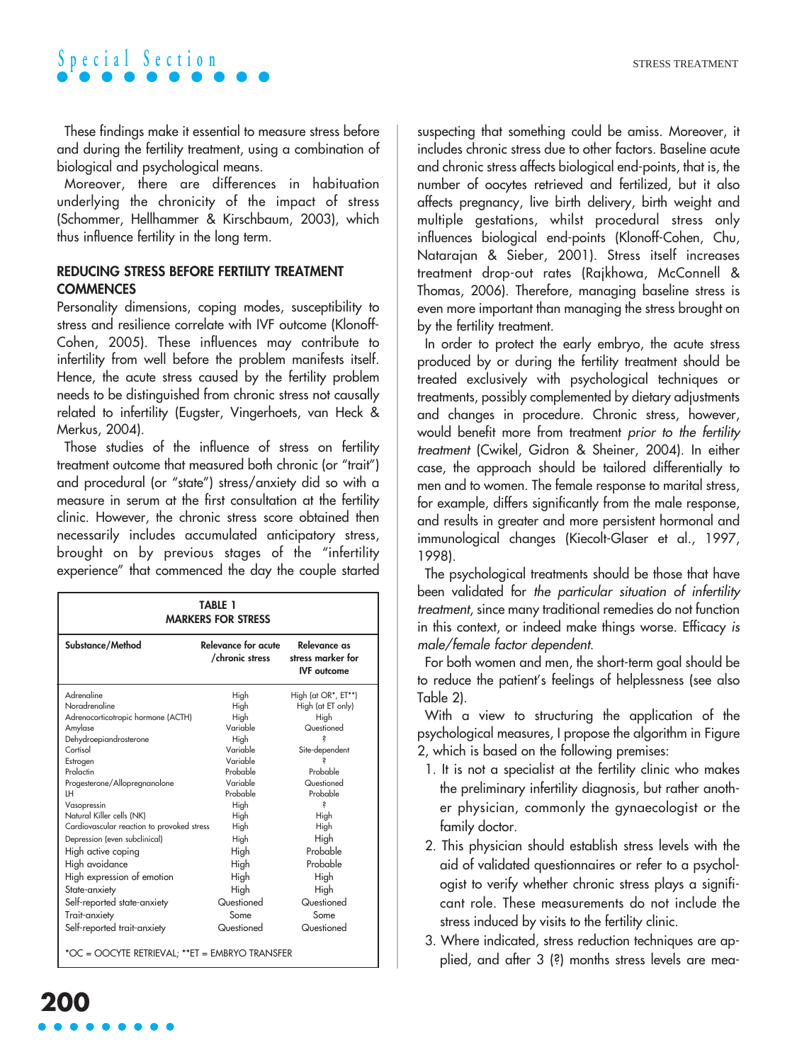These findings make it essential to measure stress before and during the fertility treatment, using a combination of biological and psychological means.

Moreover, there are differences in habituation underlying the chronicity of the impact of stress (Schommer, Hellhammer & Kirschbaum, 2003), which thus influence fertility in the long term.

### REDUCING STRESS BEFORE FERTILITY TREATMENT COMMENCES

Personality dimensions, coping modes, susceptibility to stress and resilience correlate with IVF outcome (Klonoff-Cohen, 2005). These influences may contribute to infertility from well before the problem manifests itself. Hence, the acute stress caused by the fertility problem needs to be distinguished from chronic stress not causally related to infertility (Eugster, Vingerhoets, van Heck & Merkus, 2004).

Those studies of the influence of stress on fertility treatment outcome that measured both chronic (or "trait") and procedural (or "state") stress/anxiety did so with a measure in serum at the first consultation at the fertility clinic. However, the chronic stress score obtained then necessarily includes accumulated anticipatory stress, brought on by previous stages of the "infertility experience" that commenced the day the couple started suspecting that something could be amiss. Moreover, it includes chronic stress due to other factors. Baseline acute and chronic stress affects biological end-points, that is, the number of oocytes retrieved and fertilized, but it also affects pregnancy, live birth delivery, birth weight and multiple gestations, whilst procedural stress only influences biological end-points (Klonoff-Cohen, Chu, Natarajan & Sieber, 2001). Stress itself increases treatment drop-out rates (Rajkhowa, McConnell & Thomas, 2006). Therefore, managing baseline stress is even more important than managing the stress brought on by the fertility treatment.

In order to protect the early embryo, the acute stress produced by or during the fertility treatment should be treated exclusively with psychological techniques or treatments, possibly complemented by dietary adjustments and changes in procedure. Chronic stress, however, would benefit more from treatment *prior to the fertility treatment* (Cwikel, Gidron & Sheiner, 2004). In either case, the approach should be tailored differentially to men and to women. The female response to marital stress, for example, differs significantly from the male response, and results in greater and more persistent hormonal and immunological changes (Kiecolt-Glaser et al., 1997, 1998).

The psychological treatments should be those that have been validated for *the particular situation of infertility treatment*, since many traditional remedies do not function in this context, or indeed make things worse. Efficacy *is male/female factor dependent*.

For both women and men, the short-term goal should be to reduce the patient's feelings of helplessness (see also Table 2).

With a view to structuring the application of the psychological measures, I propose the algorithm in Figure 2, which is based on the following premises:

1. It is not a specialist at the fertility clinic who makes the preliminary infertility diagnosis, but rather another physician, commonly the gynaecologist or the family doctor.
2. This physician should establish stress levels with the aid of validated questionnaires or refer to a psychologist to verify whether chronic stress plays a significant role. These measurements do not include the stress induced by visits to the fertility clinic.
3. Where indicated, stress reduction techniques are applied, and after 3 (?) months stress levels are mea-

**TABLE 1**
**MARKERS FOR STRESS**

| Substance/Method | Relevance for acute /chronic stress | Relevance as stress marker for IVF outcome |
|---|---|---|
| Adrenaline | High | High (at OR*, ET**) |
| Noradrenaline | High | High (at ET only) |
| Adrenocorticotropic hormone (ACTH) | High | High |
| Amylase | Variable | Questioned |
| Dehydroepiandrosterone | High | ? |
| Cortisol | Variable | Site-dependent |
| Estrogen | Variable | ? |
| Prolactin | Probable | Probable |
| Progesterone/Allopregnanolone | Variable | Questioned |
| LH | Probable | Probable |
| Vasopressin | High | ? |
| Natural Killer cells (NK) | High | High |
| Cardiovascular reaction to provoked stress | High | High |
| Depression (even subclinical) | High | High |
| High active coping | High | Probable |
| High avoidance | High | Probable |
| High expression of emotion | High | High |
| State-anxiety | High | High |
| Self-reported state-anxiety | Questioned | Questioned |
| Trait-anxiety | Some | Some |
| Self-reported trait-anxiety | Questioned | Questioned |

*OC = OOCYTE RETRIEVAL; **ET = EMBRYO TRANSFER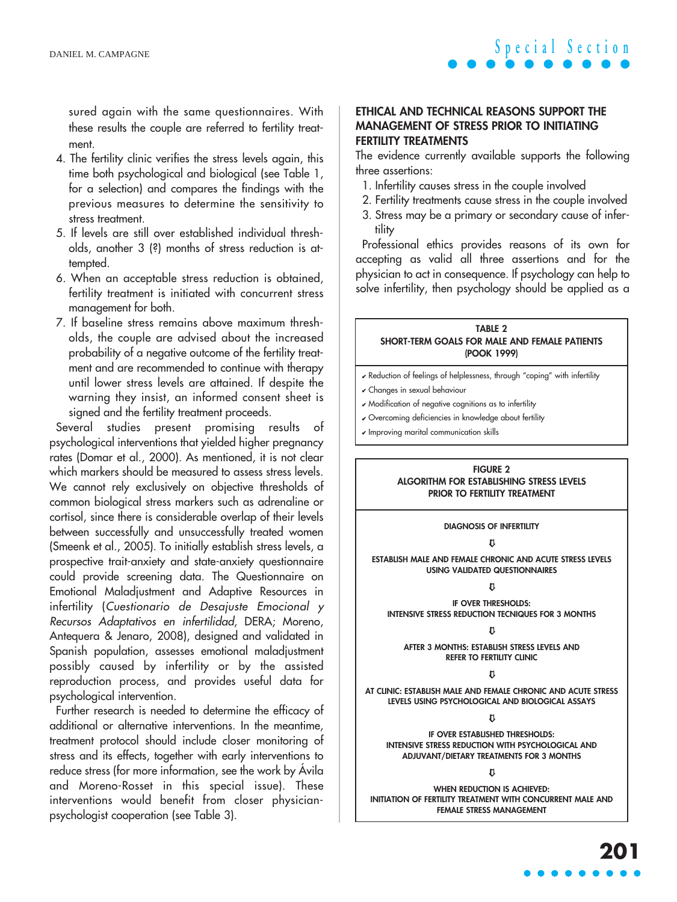sured again with the same questionnaires. With these results the couple are referred to fertility treatment.

4. The fertility clinic verifies the stress levels again, this time both psychological and biological (see Table 1, for a selection) and compares the findings with the previous measures to determine the sensitivity to stress treatment.
5. If levels are still over established individual thresholds, another 3 (?) months of stress reduction is attempted.
6. When an acceptable stress reduction is obtained, fertility treatment is initiated with concurrent stress management for both.
7. If baseline stress remains above maximum thresholds, the couple are advised about the increased probability of a negative outcome of the fertility treatment and are recommended to continue with therapy until lower stress levels are attained. If despite the warning they insist, an informed consent sheet is signed and the fertility treatment proceeds.

Several studies present promising results of psychological interventions that yielded higher pregnancy rates (Domar et al., 2000). As mentioned, it is not clear which markers should be measured to assess stress levels. We cannot rely exclusively on objective thresholds of common biological stress markers such as adrenaline or cortisol, since there is considerable overlap of their levels between successfully and unsuccessfully treated women (Smeenk et al., 2005). To initially establish stress levels, a prospective trait-anxiety and state-anxiety questionnaire could provide screening data. The Questionnaire on Emotional Maladjustment and Adaptive Resources in infertility (*Cuestionario de Desajuste Emocional y Recursos Adaptativos en infertilidad*, DERA; Moreno, Antequera & Jenaro, 2008), designed and validated in Spanish population, assesses emotional maladjustment possibly caused by infertility or by the assisted reproduction process, and provides useful data for psychological intervention.

Further research is needed to determine the efficacy of additional or alternative interventions. In the meantime, treatment protocol should include closer monitoring of stress and its effects, together with early interventions to reduce stress (for more information, see the work by Ávila and Moreno-Rosset in this special issue). These interventions would benefit from closer physician-psychologist cooperation (see Table 3).

## ETHICAL AND TECHNICAL REASONS SUPPORT THE MANAGEMENT OF STRESS PRIOR TO INITIATING FERTILITY TREATMENTS

The evidence currently available supports the following three assertions:

1. Infertility causes stress in the couple involved
2. Fertility treatments cause stress in the couple involved
3. Stress may be a primary or secondary cause of infertility

Professional ethics provides reasons of its own for accepting as valid all three assertions and for the physician to act in consequence. If psychology can help to solve infertility, then psychology should be applied as a

**TABLE 2**
**SHORT-TERM GOALS FOR MALE AND FEMALE PATIENTS (POOK 1999)**

- ✔ Reduction of feelings of helplessness, through "coping" with infertility
- ✔ Changes in sexual behaviour
- ✔ Modification of negative cognitions as to infertility
- ✔ Overcoming deficiencies in knowledge about fertility
- ✔ Improving marital communication skills

**FIGURE 2**
**ALGORITHM FOR ESTABLISHING STRESS LEVELS PRIOR TO FERTILITY TREATMENT**

DIAGNOSIS OF INFERTILITY

⇩

ESTABLISH MALE AND FEMALE CHRONIC AND ACUTE STRESS LEVELS USING VALIDATED QUESTIONNAIRES

⇩

IF OVER THRESHOLDS:
INTENSIVE STRESS REDUCTION TECNIQUES FOR 3 MONTHS

⇩

AFTER 3 MONTHS: ESTABLISH STRESS LEVELS AND REFER TO FERTILITY CLINIC

⇩

AT CLINIC: ESTABLISH MALE AND FEMALE CHRONIC AND ACUTE STRESS LEVELS USING PSYCHOLOGICAL AND BIOLOGICAL ASSAYS

⇩

IF OVER ESTABLISHED THRESHOLDS:
INTENSIVE STRESS REDUCTION WITH PSYCHOLOGICAL AND ADJUVANT/DIETARY TREATMENTS FOR 3 MONTHS

⇩

WHEN REDUCTION IS ACHIEVED:
INITIATION OF FERTILITY TREATMENT WITH CONCURRENT MALE AND FEMALE STRESS MANAGEMENT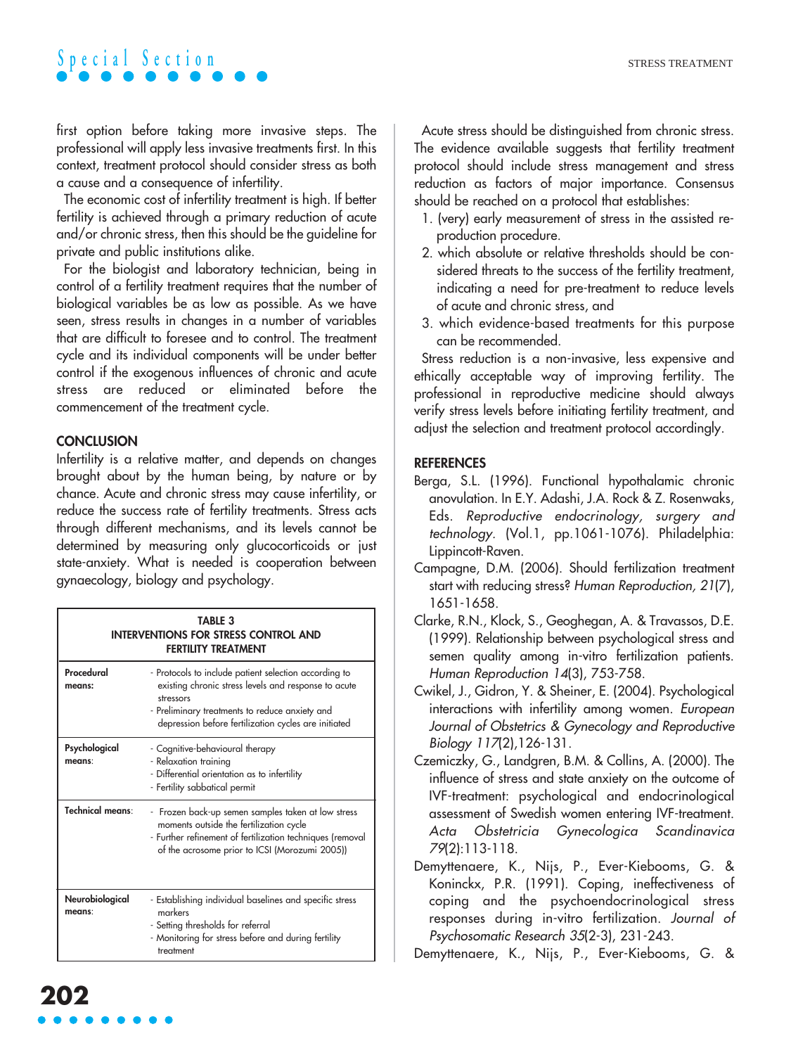first option before taking more invasive steps. The professional will apply less invasive treatments first. In this context, treatment protocol should consider stress as both a cause and a consequence of infertility.

The economic cost of infertility treatment is high. If better fertility is achieved through a primary reduction of acute and/or chronic stress, then this should be the guideline for private and public institutions alike.

For the biologist and laboratory technician, being in control of a fertility treatment requires that the number of biological variables be as low as possible. As we have seen, stress results in changes in a number of variables that are difficult to foresee and to control. The treatment cycle and its individual components will be under better control if the exogenous influences of chronic and acute stress are reduced or eliminated before the commencement of the treatment cycle.

## CONCLUSION

Infertility is a relative matter, and depends on changes brought about by the human being, by nature or by chance. Acute and chronic stress may cause infertility, or reduce the success rate of fertility treatments. Stress acts through different mechanisms, and its levels cannot be determined by measuring only glucocorticoids or just state-anxiety. What is needed is cooperation between gynaecology, biology and psychology.

**TABLE 3**
**INTERVENTIONS FOR STRESS CONTROL AND FERTILITY TREATMENT**

| | |
|---|---|
| **Procedural means:** | - Protocols to include patient selection according to existing chronic stress levels and response to acute stressors<br>- Preliminary treatments to reduce anxiety and depression before fertilization cycles are initiated |
| **Psychological means:** | - Cognitive-behavioural therapy<br>- Relaxation training<br>- Differential orientation as to infertility<br>- Fertility sabbatical permit |
| **Technical means:** | - Frozen back-up semen samples taken at low stress moments outside the fertilization cycle<br>- Further refinement of fertilization techniques (removal of the acrosome prior to ICSI (Morozumi 2005)) |
| **Neurobiological means:** | - Establishing individual baselines and specific stress markers<br>- Setting thresholds for referral<br>- Monitoring for stress before and during fertility treatment |

Acute stress should be distinguished from chronic stress. The evidence available suggests that fertility treatment protocol should include stress management and stress reduction as factors of major importance. Consensus should be reached on a protocol that establishes:

1. (very) early measurement of stress in the assisted reproduction procedure.
2. which absolute or relative thresholds should be considered threats to the success of the fertility treatment, indicating a need for pre-treatment to reduce levels of acute and chronic stress, and
3. which evidence-based treatments for this purpose can be recommended.

Stress reduction is a non-invasive, less expensive and ethically acceptable way of improving fertility. The professional in reproductive medicine should always verify stress levels before initiating fertility treatment, and adjust the selection and treatment protocol accordingly.

## REFERENCES

Berga, S.L. (1996). Functional hypothalamic chronic anovulation. In E.Y. Adashi, J.A. Rock & Z. Rosenwaks, Eds. *Reproductive endocrinology, surgery and technology.* (Vol.1, pp.1061-1076). Philadelphia: Lippincott-Raven.

Campagne, D.M. (2006). Should fertilization treatment start with reducing stress? *Human Reproduction, 21*(7), 1651-1658.

Clarke, R.N., Klock, S., Geoghegan, A. & Travassos, D.E. (1999). Relationship between psychological stress and semen quality among in-vitro fertilization patients. *Human Reproduction 14*(3), 753-758.

Cwikel, J., Gidron, Y. & Sheiner, E. (2004). Psychological interactions with infertility among women. *European Journal of Obstetrics & Gynecology and Reproductive Biology 117*(2),126-131.

Czemiczky, G., Landgren, B.M. & Collins, A. (2000). The influence of stress and state anxiety on the outcome of IVF-treatment: psychological and endocrinological assessment of Swedish women entering IVF-treatment. *Acta Obstetricia Gynecologica Scandinavica 79*(2):113-118.

Demyttenaere, K., Nijs, P., Ever-Kiebooms, G. & Koninckx, P.R. (1991). Coping, ineffectiveness of coping and the psychoendocrinological stress responses during in-vitro fertilization. *Journal of Psychosomatic Research 35*(2-3), 231-243.

Demyttenaere, K., Nijs, P., Ever-Kiebooms, G. &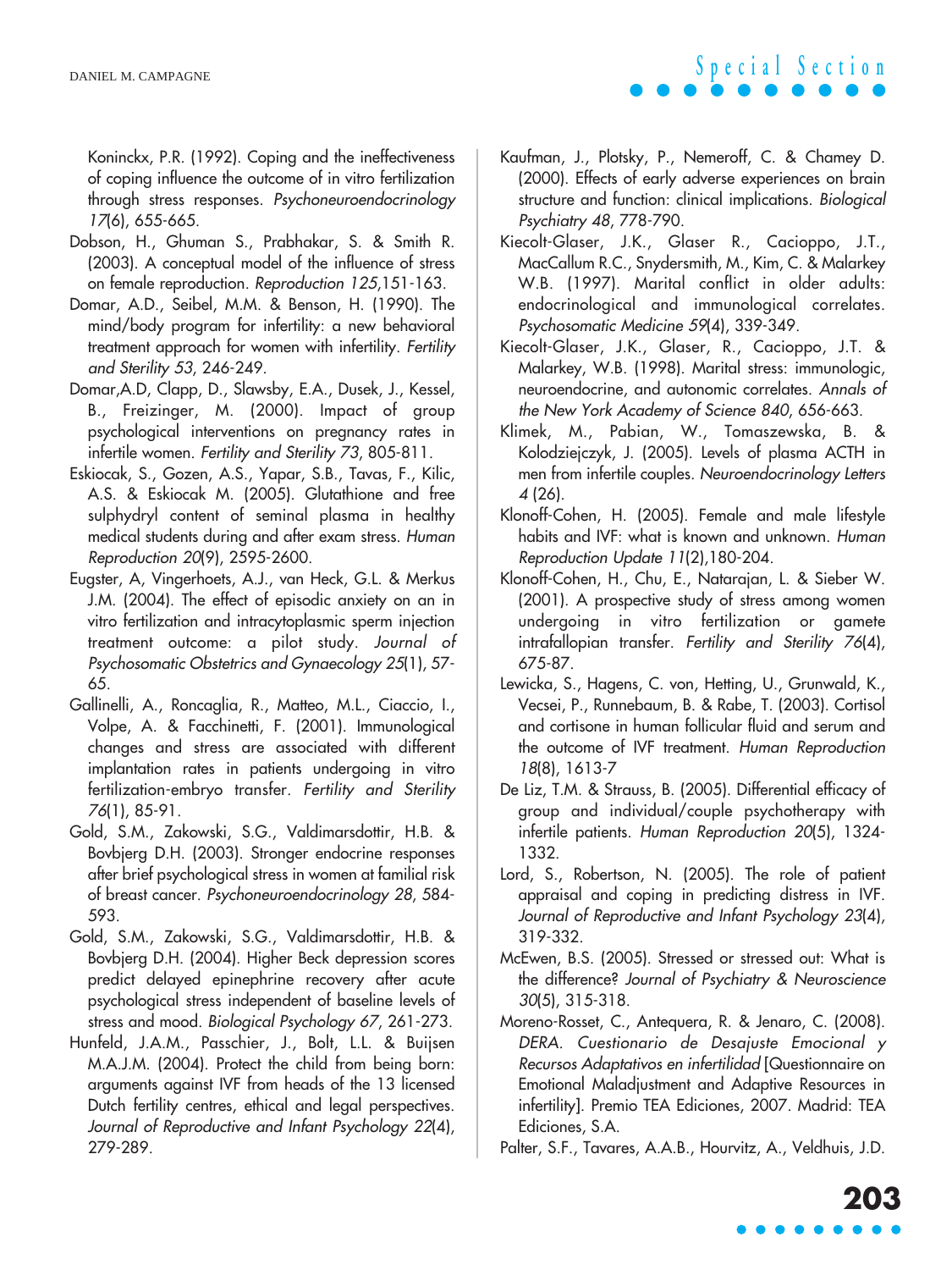Koninckx, P.R. (1992). Coping and the ineffectiveness of coping influence the outcome of in vitro fertilization through stress responses. *Psychoneuroendocrinology 17*(6), 655-665.

Dobson, H., Ghuman S., Prabhakar, S. & Smith R. (2003). A conceptual model of the influence of stress on female reproduction. *Reproduction 125*,151-163.

Domar, A.D., Seibel, M.M. & Benson, H. (1990). The mind/body program for infertility: a new behavioral treatment approach for women with infertility. *Fertility and Sterility 53*, 246-249.

Domar,A.D, Clapp, D., Slawsby, E.A., Dusek, J., Kessel, B., Freizinger, M. (2000). Impact of group psychological interventions on pregnancy rates in infertile women. *Fertility and Sterility 73*, 805-811.

Eskiocak, S., Gozen, A.S., Yapar, S.B., Tavas, F., Kilic, A.S. & Eskiocak M. (2005). Glutathione and free sulphydryl content of seminal plasma in healthy medical students during and after exam stress. *Human Reproduction 20*(9), 2595-2600.

Eugster, A, Vingerhoets, A.J., van Heck, G.L. & Merkus J.M. (2004). The effect of episodic anxiety on an in vitro fertilization and intracytoplasmic sperm injection treatment outcome: a pilot study. *Journal of Psychosomatic Obstetrics and Gynaecology 25*(1), 57-65.

Gallinelli, A., Roncaglia, R., Matteo, M.L., Ciaccio, I., Volpe, A. & Facchinetti, F. (2001). Immunological changes and stress are associated with different implantation rates in patients undergoing in vitro fertilization-embryo transfer. *Fertility and Sterility 76*(1), 85-91.

Gold, S.M., Zakowski, S.G., Valdimarsdottir, H.B. & Bovbjerg D.H. (2003). Stronger endocrine responses after brief psychological stress in women at familial risk of breast cancer. *Psychoneuroendocrinology 28*, 584-593.

Gold, S.M., Zakowski, S.G., Valdimarsdottir, H.B. & Bovbjerg D.H. (2004). Higher Beck depression scores predict delayed epinephrine recovery after acute psychological stress independent of baseline levels of stress and mood. *Biological Psychology 67*, 261-273.

Hunfeld, J.A.M., Passchier, J., Bolt, L.L. & Buijsen M.A.J.M. (2004). Protect the child from being born: arguments against IVF from heads of the 13 licensed Dutch fertility centres, ethical and legal perspectives. *Journal of Reproductive and Infant Psychology 22*(4), 279-289.

Kaufman, J., Plotsky, P., Nemeroff, C. & Chamey D. (2000). Effects of early adverse experiences on brain structure and function: clinical implications. *Biological Psychiatry 48*, 778-790.

Kiecolt-Glaser, J.K., Glaser R., Cacioppo, J.T., MacCallum R.C., Snydersmith, M., Kim, C. & Malarkey W.B. (1997). Marital conflict in older adults: endocrinological and immunological correlates. *Psychosomatic Medicine 59*(4), 339-349.

Kiecolt-Glaser, J.K., Glaser, R., Cacioppo, J.T. & Malarkey, W.B. (1998). Marital stress: immunologic, neuroendocrine, and autonomic correlates. *Annals of the New York Academy of Science 840*, 656-663.

Klimek, M., Pabian, W., Tomaszewska, B. & Kolodziejczyk, J. (2005). Levels of plasma ACTH in men from infertile couples. *Neuroendocrinology Letters 4* (26).

Klonoff-Cohen, H. (2005). Female and male lifestyle habits and IVF: what is known and unknown. *Human Reproduction Update 11*(2),180-204.

Klonoff-Cohen, H., Chu, E., Natarajan, L. & Sieber W. (2001). A prospective study of stress among women undergoing in vitro fertilization or gamete intrafallopian transfer. *Fertility and Sterility 76*(4), 675-87.

Lewicka, S., Hagens, C. von, Hetting, U., Grunwald, K., Vecsei, P., Runnebaum, B. & Rabe, T. (2003). Cortisol and cortisone in human follicular fluid and serum and the outcome of IVF treatment. *Human Reproduction 18*(8), 1613-7

De Liz, T.M. & Strauss, B. (2005). Differential efficacy of group and individual/couple psychotherapy with infertile patients. *Human Reproduction 20*(5), 1324-1332.

Lord, S., Robertson, N. (2005). The role of patient appraisal and coping in predicting distress in IVF. *Journal of Reproductive and Infant Psychology 23*(4), 319-332.

McEwen, B.S. (2005). Stressed or stressed out: What is the difference? *Journal of Psychiatry & Neuroscience 30*(5), 315-318.

Moreno-Rosset, C., Antequera, R. & Jenaro, C. (2008). *DERA. Cuestionario de Desajuste Emocional y Recursos Adaptativos en infertilidad* [Questionnaire on Emotional Maladjustment and Adaptive Resources in infertility]. Premio TEA Ediciones, 2007. Madrid: TEA Ediciones, S.A.

Palter, S.F., Tavares, A.A.B., Hourvitz, A., Veldhuis, J.D.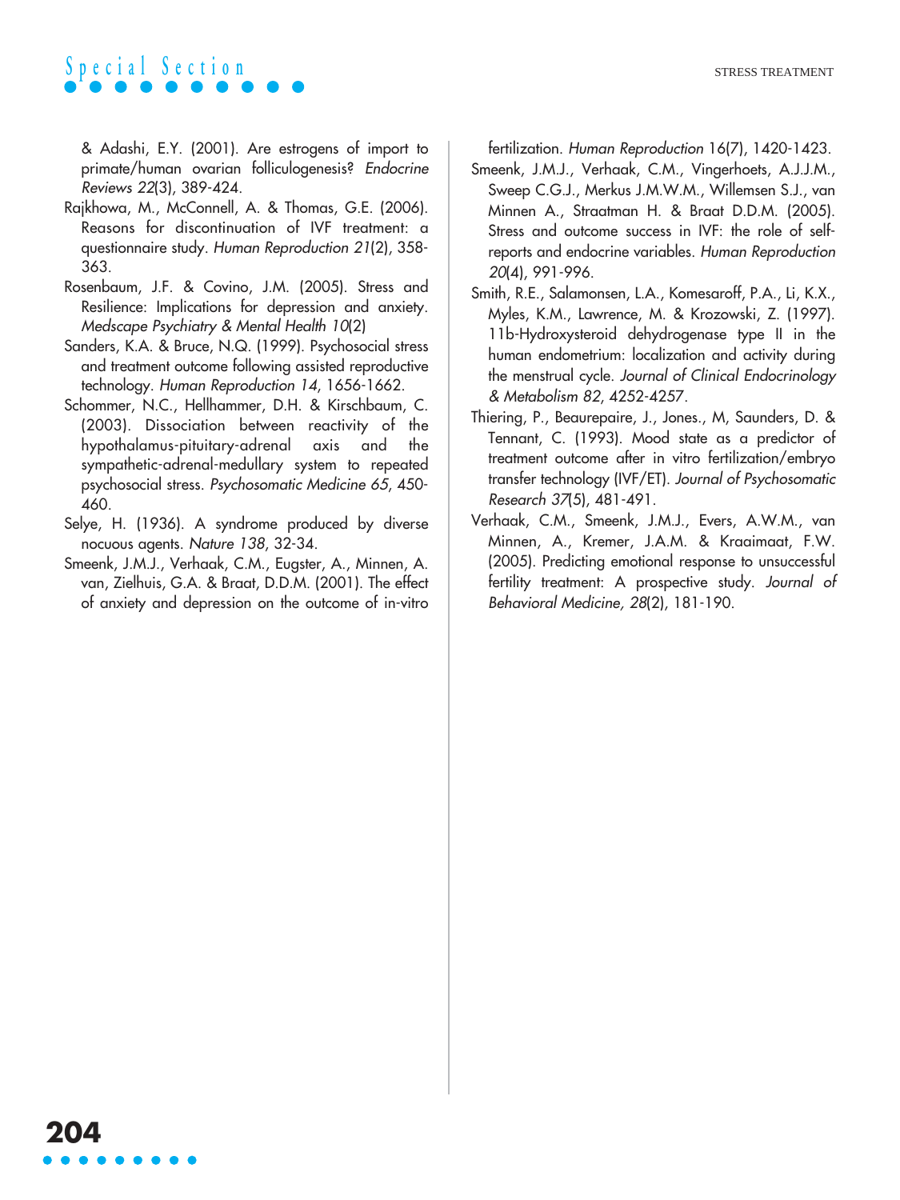& Adashi, E.Y. (2001). Are estrogens of import to primate/human ovarian folliculogenesis? *Endocrine Reviews 22*(3), 389-424.

Rajkhowa, M., McConnell, A. & Thomas, G.E. (2006). Reasons for discontinuation of IVF treatment: a questionnaire study. *Human Reproduction 21*(2), 358-363.

Rosenbaum, J.F. & Covino, J.M. (2005). Stress and Resilience: Implications for depression and anxiety. *Medscape Psychiatry & Mental Health 10*(2)

Sanders, K.A. & Bruce, N.Q. (1999). Psychosocial stress and treatment outcome following assisted reproductive technology. *Human Reproduction 14*, 1656-1662.

Schommer, N.C., Hellhammer, D.H. & Kirschbaum, C. (2003). Dissociation between reactivity of the hypothalamus-pituitary-adrenal axis and the sympathetic-adrenal-medullary system to repeated psychosocial stress. *Psychosomatic Medicine 65*, 450-460.

Selye, H. (1936). A syndrome produced by diverse nocuous agents. *Nature 138*, 32-34.

Smeenk, J.M.J., Verhaak, C.M., Eugster, A., Minnen, A. van, Zielhuis, G.A. & Braat, D.D.M. (2001). The effect of anxiety and depression on the outcome of in-vitro fertilization. *Human Reproduction* 16(7), 1420-1423.

Smeenk, J.M.J., Verhaak, C.M., Vingerhoets, A.J.J.M., Sweep C.G.J., Merkus J.M.W.M., Willemsen S.J., van Minnen A., Straatman H. & Braat D.D.M. (2005). Stress and outcome success in IVF: the role of self-reports and endocrine variables. *Human Reproduction 20*(4), 991-996.

Smith, R.E., Salamonsen, L.A., Komesaroff, P.A., Li, K.X., Myles, K.M., Lawrence, M. & Krozowski, Z. (1997). 11b-Hydroxysteroid dehydrogenase type II in the human endometrium: localization and activity during the menstrual cycle. *Journal of Clinical Endocrinology & Metabolism 82*, 4252-4257.

Thiering, P., Beaurepaire, J., Jones., M, Saunders, D. & Tennant, C. (1993). Mood state as a predictor of treatment outcome after in vitro fertilization/embryo transfer technology (IVF/ET). *Journal of Psychosomatic Research 37*(5), 481-491.

Verhaak, C.M., Smeenk, J.M.J., Evers, A.W.M., van Minnen, A., Kremer, J.A.M. & Kraaimaat, F.W. (2005). Predicting emotional response to unsuccessful fertility treatment: A prospective study. *Journal of Behavioral Medicine, 28*(2), 181-190.